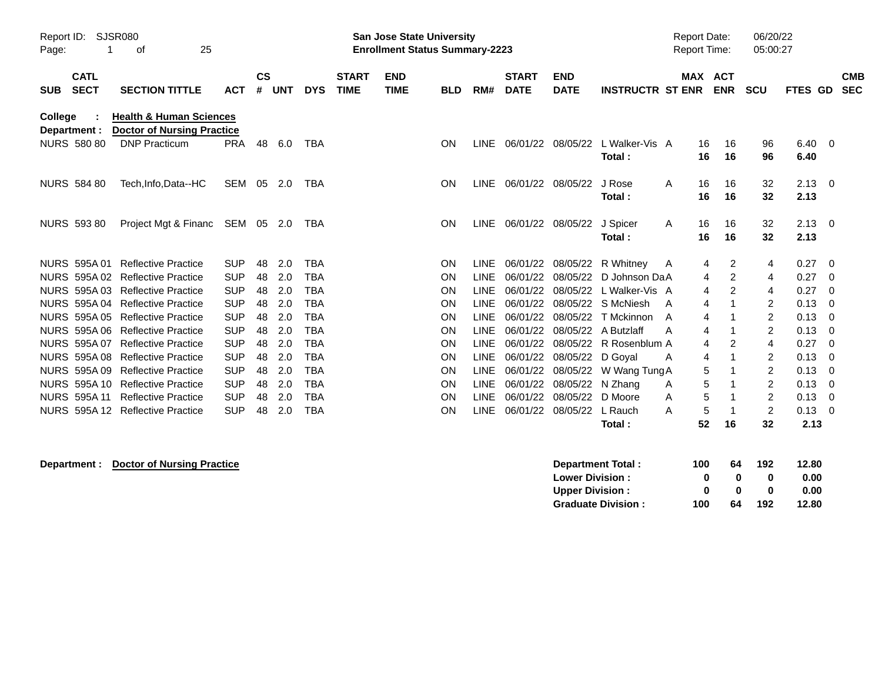Report ID: SJSR080

**San Jose State University**
**Enrollment Status Summary-2223**

Report Date: 06/20/22
Report Time: 05:00:27

**College : Health & Human Sciences**
**Department : Doctor of Nursing Practice**

| SUB | CATL SECT | SECTION TITTLE | ACT | CS # | UNT | DYS | START TIME | END TIME | BLD | RM# | START DATE | END DATE | INSTRUCTR | ST | MAX ENR | ACT ENR | SCU | FTES | GD | CMB SEC |
|---|---|---|---|---|---|---|---|---|---|---|---|---|---|---|---|---|---|---|---|---|
| NURS | 580 80 | DNP Practicum | PRA | 48 | 6.0 | TBA | | | ON | LINE | 06/01/22 | 08/05/22 | L Walker-Vis | A | 16 | 16 | 96 | 6.40 | 0 | |
| | | | | | | | | | | | | | **Total :** | | **16** | **16** | **96** | **6.40** | | |
| NURS | 584 80 | Tech,Info,Data--HC | SEM | 05 | 2.0 | TBA | | | ON | LINE | 06/01/22 | 08/05/22 | J Rose | A | 16 | 16 | 32 | 2.13 | 0 | |
| | | | | | | | | | | | | | **Total :** | | **16** | **16** | **32** | **2.13** | | |
| NURS | 593 80 | Project Mgt & Financ | SEM | 05 | 2.0 | TBA | | | ON | LINE | 06/01/22 | 08/05/22 | J Spicer | A | 16 | 16 | 32 | 2.13 | 0 | |
| | | | | | | | | | | | | | **Total :** | | **16** | **16** | **32** | **2.13** | | |
| NURS | 595A 01 | Reflective Practice | SUP | 48 | 2.0 | TBA | | | ON | LINE | 06/01/22 | 08/05/22 | R Whitney | A | 4 | 2 | 4 | 0.27 | 0 | |
| NURS | 595A 02 | Reflective Practice | SUP | 48 | 2.0 | TBA | | | ON | LINE | 06/01/22 | 08/05/22 | D Johnson Da | A | 4 | 2 | 4 | 0.27 | 0 | |
| NURS | 595A 03 | Reflective Practice | SUP | 48 | 2.0 | TBA | | | ON | LINE | 06/01/22 | 08/05/22 | L Walker-Vis | A | 4 | 2 | 4 | 0.27 | 0 | |
| NURS | 595A 04 | Reflective Practice | SUP | 48 | 2.0 | TBA | | | ON | LINE | 06/01/22 | 08/05/22 | S McNiesh | A | 4 | 1 | 2 | 0.13 | 0 | |
| NURS | 595A 05 | Reflective Practice | SUP | 48 | 2.0 | TBA | | | ON | LINE | 06/01/22 | 08/05/22 | T Mckinnon | A | 4 | 1 | 2 | 0.13 | 0 | |
| NURS | 595A 06 | Reflective Practice | SUP | 48 | 2.0 | TBA | | | ON | LINE | 06/01/22 | 08/05/22 | A Butzlaff | A | 4 | 1 | 2 | 0.13 | 0 | |
| NURS | 595A 07 | Reflective Practice | SUP | 48 | 2.0 | TBA | | | ON | LINE | 06/01/22 | 08/05/22 | R Rosenblum | A | 4 | 2 | 4 | 0.27 | 0 | |
| NURS | 595A 08 | Reflective Practice | SUP | 48 | 2.0 | TBA | | | ON | LINE | 06/01/22 | 08/05/22 | D Goyal | A | 4 | 1 | 2 | 0.13 | 0 | |
| NURS | 595A 09 | Reflective Practice | SUP | 48 | 2.0 | TBA | | | ON | LINE | 06/01/22 | 08/05/22 | W Wang Tung | A | 5 | 1 | 2 | 0.13 | 0 | |
| NURS | 595A 10 | Reflective Practice | SUP | 48 | 2.0 | TBA | | | ON | LINE | 06/01/22 | 08/05/22 | N Zhang | A | 5 | 1 | 2 | 0.13 | 0 | |
| NURS | 595A 11 | Reflective Practice | SUP | 48 | 2.0 | TBA | | | ON | LINE | 06/01/22 | 08/05/22 | D Moore | A | 5 | 1 | 2 | 0.13 | 0 | |
| NURS | 595A 12 | Reflective Practice | SUP | 48 | 2.0 | TBA | | | ON | LINE | 06/01/22 | 08/05/22 | L Rauch | A | 5 | 1 | 2 | 0.13 | 0 | |
| | | | | | | | | | | | | | **Total :** | | **52** | **16** | **32** | **2.13** | | |

**Department : Doctor of Nursing Practice**

| | MAX ENR | ACT ENR | SCU | FTES |
|---|---|---|---|---|
| **Department Total :** | **100** | **64** | **192** | **12.80** |
| **Lower Division :** | **0** | **0** | **0** | **0.00** |
| **Upper Division :** | **0** | **0** | **0** | **0.00** |
| **Graduate Division :** | **100** | **64** | **192** | **12.80** |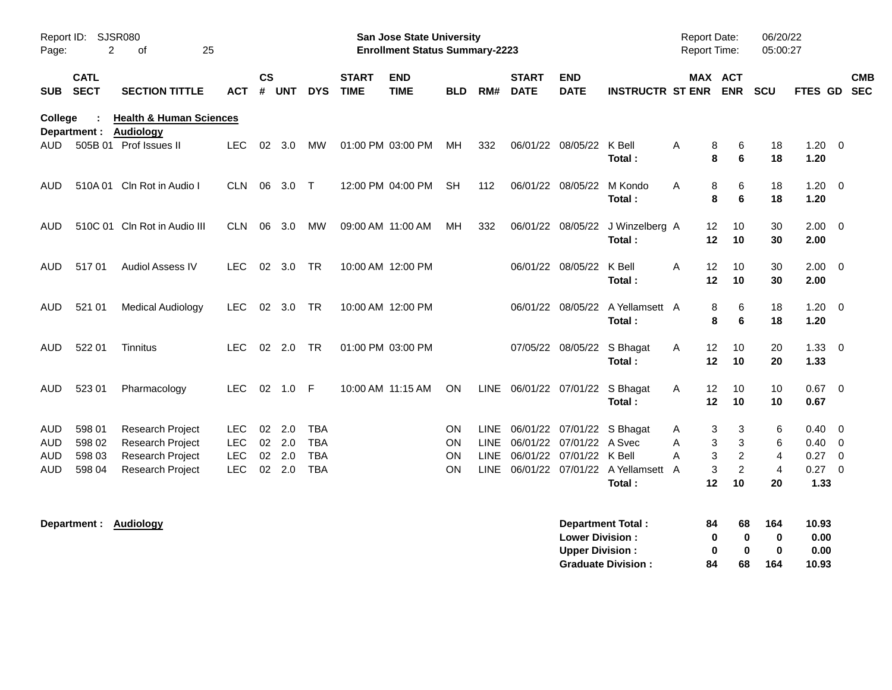Report ID: SJSR080
Page: 2 of 25

**San Jose State University**
**Enrollment Status Summary-2223**

Report Date: 06/20/22
Report Time: 05:00:27

| SUB | CATL SECT | SECTION TITTLE | ACT | CS # | UNT | DYS | START TIME | END TIME | BLD | RM# | START DATE | END DATE | INSTRUCTR | ST | MAX ENR | ACT ENR | SCU | FTES | GD | CMB SEC |
|---|---|---|---|---|---|---|---|---|---|---|---|---|---|---|---|---|---|---|---|---|
| **College : Health & Human Sciences** | | | | | | | | | | | | | | | | | | | | |
| **Department : Audiology** | | | | | | | | | | | | | | | | | | | | |
| AUD | 505B 01 | Prof Issues II | LEC | 02 | 3.0 | MW | 01:00 PM | 03:00 PM | MH | 332 | 06/01/22 | 08/05/22 | K Bell | A | 8 | 6 | 18 | 1.20 | 0 | |
| | | | | | | | | | | | | | **Total :** | | **8** | **6** | **18** | **1.20** | | |
| AUD | 510A 01 | Cln Rot in Audio I | CLN | 06 | 3.0 | T | 12:00 PM | 04:00 PM | SH | 112 | 06/01/22 | 08/05/22 | M Kondo | A | 8 | 6 | 18 | 1.20 | 0 | |
| | | | | | | | | | | | | | **Total :** | | **8** | **6** | **18** | **1.20** | | |
| AUD | 510C 01 | Cln Rot in Audio III | CLN | 06 | 3.0 | MW | 09:00 AM | 11:00 AM | MH | 332 | 06/01/22 | 08/05/22 | J Winzelberg | A | 12 | 10 | 30 | 2.00 | 0 | |
| | | | | | | | | | | | | | **Total :** | | **12** | **10** | **30** | **2.00** | | |
| AUD | 517 01 | Audiol Assess IV | LEC | 02 | 3.0 | TR | 10:00 AM | 12:00 PM | | | 06/01/22 | 08/05/22 | K Bell | A | 12 | 10 | 30 | 2.00 | 0 | |
| | | | | | | | | | | | | | **Total :** | | **12** | **10** | **30** | **2.00** | | |
| AUD | 521 01 | Medical Audiology | LEC | 02 | 3.0 | TR | 10:00 AM | 12:00 PM | | | 06/01/22 | 08/05/22 | A Yellamsett | A | 8 | 6 | 18 | 1.20 | 0 | |
| | | | | | | | | | | | | | **Total :** | | **8** | **6** | **18** | **1.20** | | |
| AUD | 522 01 | Tinnitus | LEC | 02 | 2.0 | TR | 01:00 PM | 03:00 PM | | | 07/05/22 | 08/05/22 | S Bhagat | A | 12 | 10 | 20 | 1.33 | 0 | |
| | | | | | | | | | | | | | **Total :** | | **12** | **10** | **20** | **1.33** | | |
| AUD | 523 01 | Pharmacology | LEC | 02 | 1.0 | F | 10:00 AM | 11:15 AM | ON | LINE | 06/01/22 | 07/01/22 | S Bhagat | A | 12 | 10 | 10 | 0.67 | 0 | |
| | | | | | | | | | | | | | **Total :** | | **12** | **10** | **10** | **0.67** | | |
| AUD | 598 01 | Research Project | LEC | 02 | 2.0 | TBA | | | ON | LINE | 06/01/22 | 07/01/22 | S Bhagat | A | 3 | 3 | 6 | 0.40 | 0 | |
| AUD | 598 02 | Research Project | LEC | 02 | 2.0 | TBA | | | ON | LINE | 06/01/22 | 07/01/22 | A Svec | A | 3 | 3 | 6 | 0.40 | 0 | |
| AUD | 598 03 | Research Project | LEC | 02 | 2.0 | TBA | | | ON | LINE | 06/01/22 | 07/01/22 | K Bell | A | 3 | 2 | 4 | 0.27 | 0 | |
| AUD | 598 04 | Research Project | LEC | 02 | 2.0 | TBA | | | ON | LINE | 06/01/22 | 07/01/22 | A Yellamsett | A | 3 | 2 | 4 | 0.27 | 0 | |
| | | | | | | | | | | | | | **Total :** | | **12** | **10** | **20** | **1.33** | | |

**Department : Audiology**

| | MAX ENR | ACT ENR | SCU | FTES |
|---|---|---|---|---|
| **Department Total :** | **84** | **68** | **164** | **10.93** |
| **Lower Division :** | **0** | **0** | **0** | **0.00** |
| **Upper Division :** | **0** | **0** | **0** | **0.00** |
| **Graduate Division :** | **84** | **68** | **164** | **10.93** |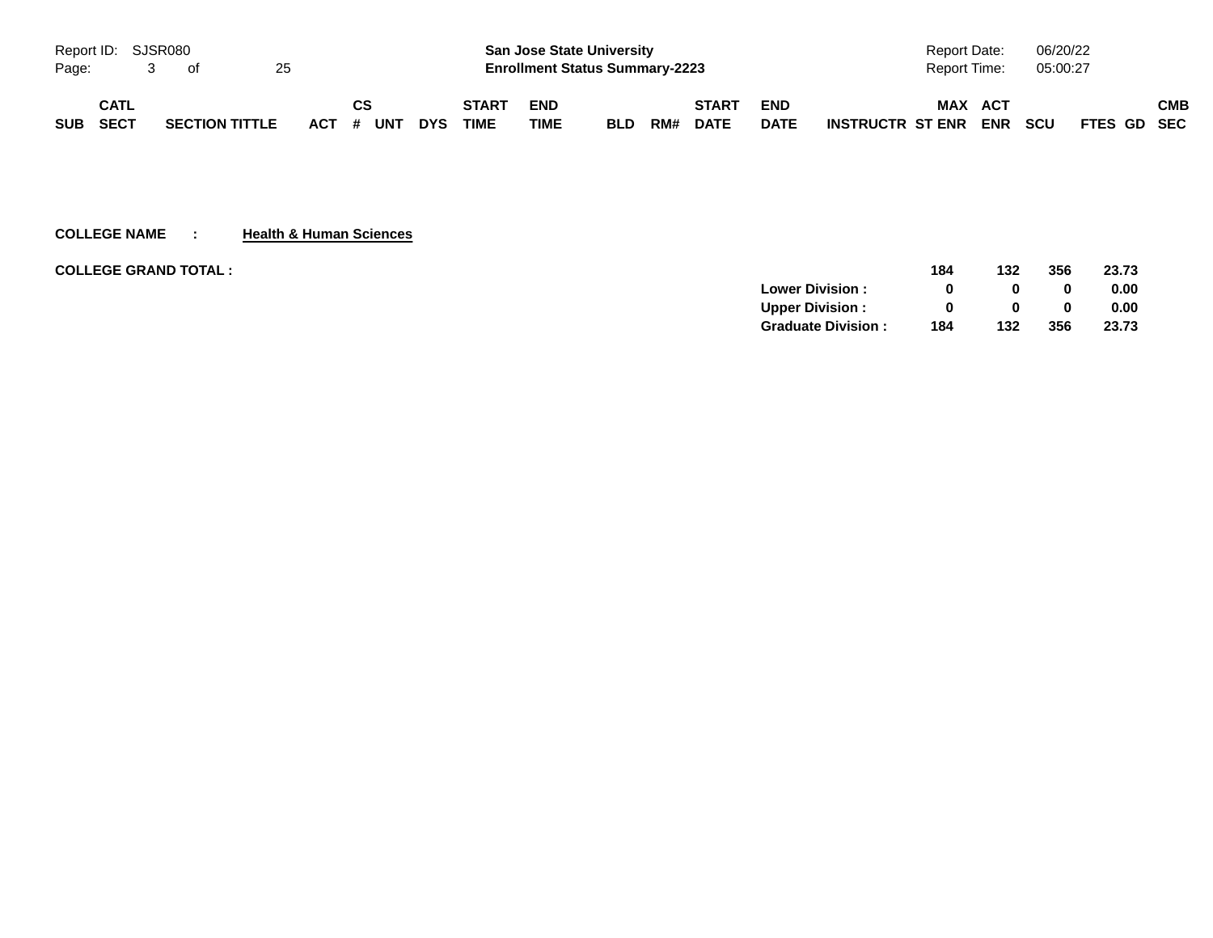| SUB | CATL SECT | SECTION TITTLE | ACT | CS # | UNT | DYS | START TIME | END TIME | BLD | RM# | START DATE | END DATE | INSTRUCTR | MAX ST ENR | ACT ENR | SCU | FTES | GD | CMB SEC |
|---|---|---|---|---|---|---|---|---|---|---|---|---|---|---|---|---|---|---|---|

**COLLEGE NAME : Health & Human Sciences**

**COLLEGE GRAND TOTAL :**

| | MAX ST ENR | ACT ENR | SCU | FTES |
|---|---|---|---|---|
| **COLLEGE GRAND TOTAL :** | **184** | **132** | **356** | **23.73** |
| **Lower Division :** | **0** | **0** | **0** | **0.00** |
| **Upper Division :** | **0** | **0** | **0** | **0.00** |
| **Graduate Division :** | **184** | **132** | **356** | **23.73** |